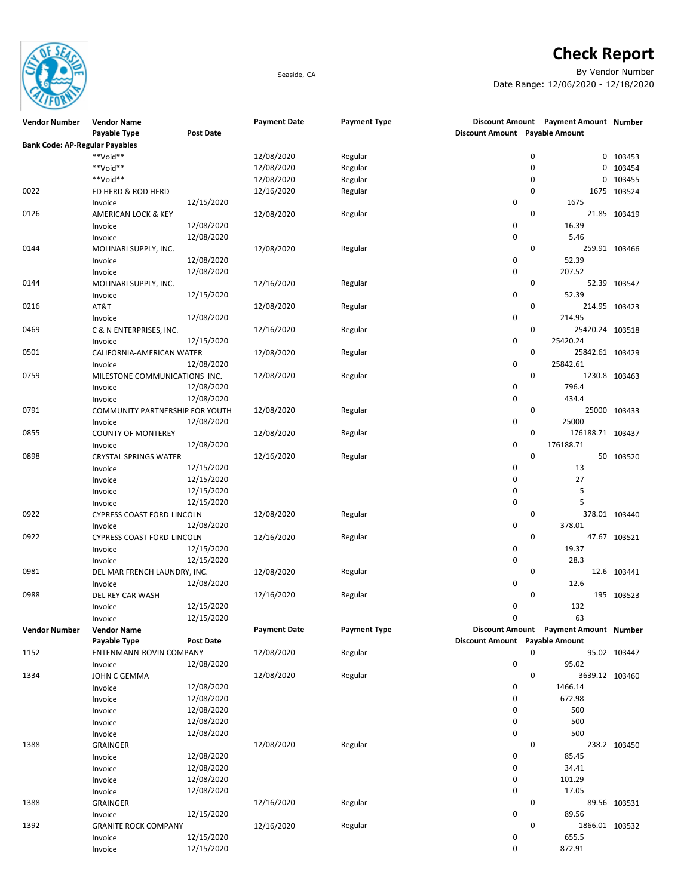# Check Report

Seaside, CA

By Vendor Number

Date Range: 12/06/2020 - 12/18/2020

| Vendor Number | Vendor Name<br>Payable Type | Post Date | Payment Date | Payment Type | Discount Amount<br>Discount Amount | Payment Amount<br>Payable Amount | Number |
|---|---|---|---|---|---|---|---|
| **Bank Code: AP-Regular Payables** | | | | | | | |
| | **Void** | | 12/08/2020 | Regular | 0 | 0 | 103453 |
| | **Void** | | 12/08/2020 | Regular | 0 | 0 | 103454 |
| | **Void** | | 12/08/2020 | Regular | 0 | 0 | 103455 |
| 0022 | ED HERD & ROD HERD | | 12/16/2020 | Regular | 0 | 1675 | 103524 |
| | Invoice | 12/15/2020 | | | 0 | 1675 | |
| 0126 | AMERICAN LOCK & KEY | | 12/08/2020 | Regular | 0 | 21.85 | 103419 |
| | Invoice | 12/08/2020 | | | 0 | 16.39 | |
| | Invoice | 12/08/2020 | | | 0 | 5.46 | |
| 0144 | MOLINARI SUPPLY, INC. | | 12/08/2020 | Regular | 0 | 259.91 | 103466 |
| | Invoice | 12/08/2020 | | | 0 | 52.39 | |
| | Invoice | 12/08/2020 | | | 0 | 207.52 | |
| 0144 | MOLINARI SUPPLY, INC. | | 12/16/2020 | Regular | 0 | 52.39 | 103547 |
| | Invoice | 12/15/2020 | | | 0 | 52.39 | |
| 0216 | AT&T | | 12/08/2020 | Regular | 0 | 214.95 | 103423 |
| | Invoice | 12/08/2020 | | | 0 | 214.95 | |
| 0469 | C & N ENTERPRISES, INC. | | 12/16/2020 | Regular | 0 | 25420.24 | 103518 |
| | Invoice | 12/15/2020 | | | 0 | 25420.24 | |
| 0501 | CALIFORNIA-AMERICAN WATER | | 12/08/2020 | Regular | 0 | 25842.61 | 103429 |
| | Invoice | 12/08/2020 | | | 0 | 25842.61 | |
| 0759 | MILESTONE COMMUNICATIONS INC. | | 12/08/2020 | Regular | 0 | 1230.8 | 103463 |
| | Invoice | 12/08/2020 | | | 0 | 796.4 | |
| | Invoice | 12/08/2020 | | | 0 | 434.4 | |
| 0791 | COMMUNITY PARTNERSHIP FOR YOUTH | | 12/08/2020 | Regular | 0 | 25000 | 103433 |
| | Invoice | 12/08/2020 | | | 0 | 25000 | |
| 0855 | COUNTY OF MONTEREY | | 12/08/2020 | Regular | 0 | 176188.71 | 103437 |
| | Invoice | 12/08/2020 | | | 0 | 176188.71 | |
| 0898 | CRYSTAL SPRINGS WATER | | 12/16/2020 | Regular | 0 | 50 | 103520 |
| | Invoice | 12/15/2020 | | | 0 | 13 | |
| | Invoice | 12/15/2020 | | | 0 | 27 | |
| | Invoice | 12/15/2020 | | | 0 | 5 | |
| | Invoice | 12/15/2020 | | | 0 | 5 | |
| 0922 | CYPRESS COAST FORD-LINCOLN | | 12/08/2020 | Regular | 0 | 378.01 | 103440 |
| | Invoice | 12/08/2020 | | | 0 | 378.01 | |
| 0922 | CYPRESS COAST FORD-LINCOLN | | 12/16/2020 | Regular | 0 | 47.67 | 103521 |
| | Invoice | 12/15/2020 | | | 0 | 19.37 | |
| | Invoice | 12/15/2020 | | | 0 | 28.3 | |
| 0981 | DEL MAR FRENCH LAUNDRY, INC. | | 12/08/2020 | Regular | 0 | 12.6 | 103441 |
| | Invoice | 12/08/2020 | | | 0 | 12.6 | |
| 0988 | DEL REY CAR WASH | | 12/16/2020 | Regular | 0 | 195 | 103523 |
| | Invoice | 12/15/2020 | | | 0 | 132 | |
| | Invoice | 12/15/2020 | | | 0 | 63 | |
| 1152 | ENTENMANN-ROVIN COMPANY | | 12/08/2020 | Regular | 0 | 95.02 | 103447 |
| | Invoice | 12/08/2020 | | | 0 | 95.02 | |
| 1334 | JOHN C GEMMA | | 12/08/2020 | Regular | 0 | 3639.12 | 103460 |
| | Invoice | 12/08/2020 | | | 0 | 1466.14 | |
| | Invoice | 12/08/2020 | | | 0 | 672.98 | |
| | Invoice | 12/08/2020 | | | 0 | 500 | |
| | Invoice | 12/08/2020 | | | 0 | 500 | |
| | Invoice | 12/08/2020 | | | 0 | 500 | |
| 1388 | GRAINGER | | 12/08/2020 | Regular | 0 | 238.2 | 103450 |
| | Invoice | 12/08/2020 | | | 0 | 85.45 | |
| | Invoice | 12/08/2020 | | | 0 | 34.41 | |
| | Invoice | 12/08/2020 | | | 0 | 101.29 | |
| | Invoice | 12/08/2020 | | | 0 | 17.05 | |
| 1388 | GRAINGER | | 12/16/2020 | Regular | 0 | 89.56 | 103531 |
| | Invoice | 12/15/2020 | | | 0 | 89.56 | |
| 1392 | GRANITE ROCK COMPANY | | 12/16/2020 | Regular | 0 | 1866.01 | 103532 |
| | Invoice | 12/15/2020 | | | 0 | 655.5 | |
| | Invoice | 12/15/2020 | | | 0 | 872.91 | |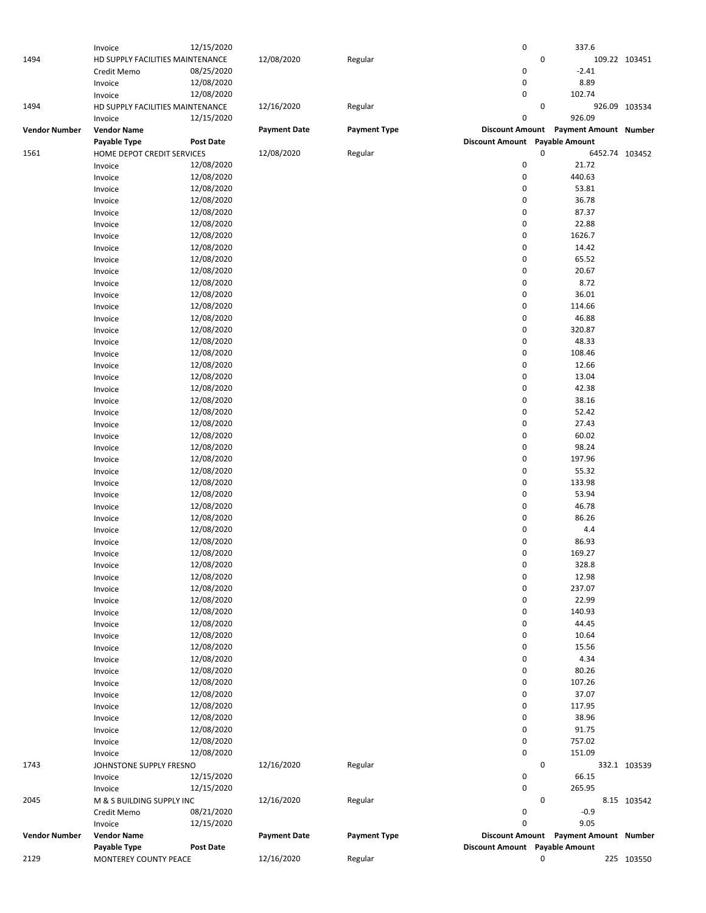| Vendor Number | Vendor Name | | Payment Date | Payment Type | Discount Amount | Payment Amount | Number |
|---|---|---|---|---|---|---|---|
| | Payable Type | Post Date | | | Discount Amount | Payable Amount | |
| | Invoice | 12/15/2020 | | | 0 | 337.6 | |
| 1494 | HD SUPPLY FACILITIES MAINTENANCE | | 12/08/2020 | Regular | 0 | 109.22 | 103451 |
| | Credit Memo | 08/25/2020 | | | 0 | -2.41 | |
| | Invoice | 12/08/2020 | | | 0 | 8.89 | |
| | Invoice | 12/08/2020 | | | 0 | 102.74 | |
| 1494 | HD SUPPLY FACILITIES MAINTENANCE | | 12/16/2020 | Regular | 0 | 926.09 | 103534 |
| | Invoice | 12/15/2020 | | | 0 | 926.09 | |
| **Vendor Number** | **Vendor Name** | | **Payment Date** | **Payment Type** | **Discount Amount** | **Payment Amount** | **Number** |
| | **Payable Type** | **Post Date** | | | **Discount Amount** | **Payable Amount** | |
| 1561 | HOME DEPOT CREDIT SERVICES | | 12/08/2020 | Regular | 0 | 6452.74 | 103452 |
| | Invoice | 12/08/2020 | | | 0 | 21.72 | |
| | Invoice | 12/08/2020 | | | 0 | 440.63 | |
| | Invoice | 12/08/2020 | | | 0 | 53.81 | |
| | Invoice | 12/08/2020 | | | 0 | 36.78 | |
| | Invoice | 12/08/2020 | | | 0 | 87.37 | |
| | Invoice | 12/08/2020 | | | 0 | 22.88 | |
| | Invoice | 12/08/2020 | | | 0 | 1626.7 | |
| | Invoice | 12/08/2020 | | | 0 | 14.42 | |
| | Invoice | 12/08/2020 | | | 0 | 65.52 | |
| | Invoice | 12/08/2020 | | | 0 | 20.67 | |
| | Invoice | 12/08/2020 | | | 0 | 8.72 | |
| | Invoice | 12/08/2020 | | | 0 | 36.01 | |
| | Invoice | 12/08/2020 | | | 0 | 114.66 | |
| | Invoice | 12/08/2020 | | | 0 | 46.88 | |
| | Invoice | 12/08/2020 | | | 0 | 320.87 | |
| | Invoice | 12/08/2020 | | | 0 | 48.33 | |
| | Invoice | 12/08/2020 | | | 0 | 108.46 | |
| | Invoice | 12/08/2020 | | | 0 | 12.66 | |
| | Invoice | 12/08/2020 | | | 0 | 13.04 | |
| | Invoice | 12/08/2020 | | | 0 | 42.38 | |
| | Invoice | 12/08/2020 | | | 0 | 38.16 | |
| | Invoice | 12/08/2020 | | | 0 | 52.42 | |
| | Invoice | 12/08/2020 | | | 0 | 27.43 | |
| | Invoice | 12/08/2020 | | | 0 | 60.02 | |
| | Invoice | 12/08/2020 | | | 0 | 98.24 | |
| | Invoice | 12/08/2020 | | | 0 | 197.96 | |
| | Invoice | 12/08/2020 | | | 0 | 55.32 | |
| | Invoice | 12/08/2020 | | | 0 | 133.98 | |
| | Invoice | 12/08/2020 | | | 0 | 53.94 | |
| | Invoice | 12/08/2020 | | | 0 | 46.78 | |
| | Invoice | 12/08/2020 | | | 0 | 86.26 | |
| | Invoice | 12/08/2020 | | | 0 | 4.4 | |
| | Invoice | 12/08/2020 | | | 0 | 86.93 | |
| | Invoice | 12/08/2020 | | | 0 | 169.27 | |
| | Invoice | 12/08/2020 | | | 0 | 328.8 | |
| | Invoice | 12/08/2020 | | | 0 | 12.98 | |
| | Invoice | 12/08/2020 | | | 0 | 237.07 | |
| | Invoice | 12/08/2020 | | | 0 | 22.99 | |
| | Invoice | 12/08/2020 | | | 0 | 140.93 | |
| | Invoice | 12/08/2020 | | | 0 | 44.45 | |
| | Invoice | 12/08/2020 | | | 0 | 10.64 | |
| | Invoice | 12/08/2020 | | | 0 | 15.56 | |
| | Invoice | 12/08/2020 | | | 0 | 4.34 | |
| | Invoice | 12/08/2020 | | | 0 | 80.26 | |
| | Invoice | 12/08/2020 | | | 0 | 107.26 | |
| | Invoice | 12/08/2020 | | | 0 | 37.07 | |
| | Invoice | 12/08/2020 | | | 0 | 117.95 | |
| | Invoice | 12/08/2020 | | | 0 | 38.96 | |
| | Invoice | 12/08/2020 | | | 0 | 91.75 | |
| | Invoice | 12/08/2020 | | | 0 | 757.02 | |
| | Invoice | 12/08/2020 | | | 0 | 151.09 | |
| 1743 | JOHNSTONE SUPPLY FRESNO | | 12/16/2020 | Regular | 0 | 332.1 | 103539 |
| | Invoice | 12/15/2020 | | | 0 | 66.15 | |
| | Invoice | 12/15/2020 | | | 0 | 265.95 | |
| 2045 | M & S BUILDING SUPPLY INC | | 12/16/2020 | Regular | 0 | 8.15 | 103542 |
| | Credit Memo | 08/21/2020 | | | 0 | -0.9 | |
| | Invoice | 12/15/2020 | | | 0 | 9.05 | |
| **Vendor Number** | **Vendor Name** | | **Payment Date** | **Payment Type** | **Discount Amount** | **Payment Amount** | **Number** |
| | **Payable Type** | **Post Date** | | | **Discount Amount** | **Payable Amount** | |
| 2129 | MONTEREY COUNTY PEACE | | 12/16/2020 | Regular | 0 | 225 | 103550 |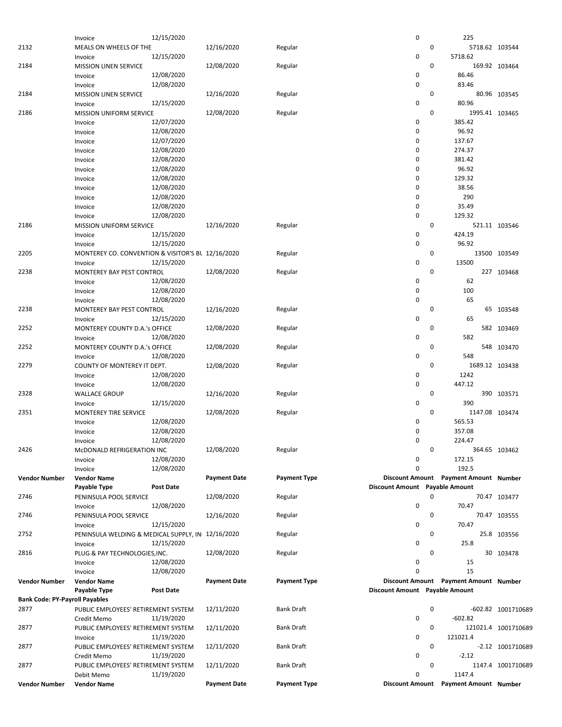| Vendor Number | Vendor Name | | Payment Date | Payment Type | Discount Amount | Payment Amount | Number |
|---|---|---|---|---|---|---|---|
| | Payable Type | Post Date | | | Discount Amount | Payable Amount | |
| | Invoice | 12/15/2020 | | | 0 | 225 | |
| 2132 | MEALS ON WHEELS OF THE | | 12/16/2020 | Regular | 0 | 5718.62 | 103544 |
| | Invoice | 12/15/2020 | | | 0 | 5718.62 | |
| 2184 | MISSION LINEN SERVICE | | 12/08/2020 | Regular | 0 | 169.92 | 103464 |
| | Invoice | 12/08/2020 | | | 0 | 86.46 | |
| | Invoice | 12/08/2020 | | | 0 | 83.46 | |
| 2184 | MISSION LINEN SERVICE | | 12/16/2020 | Regular | 0 | 80.96 | 103545 |
| | Invoice | 12/15/2020 | | | 0 | 80.96 | |
| 2186 | MISSION UNIFORM SERVICE | | 12/08/2020 | Regular | 0 | 1995.41 | 103465 |
| | Invoice | 12/07/2020 | | | 0 | 385.42 | |
| | Invoice | 12/08/2020 | | | 0 | 96.92 | |
| | Invoice | 12/07/2020 | | | 0 | 137.67 | |
| | Invoice | 12/08/2020 | | | 0 | 274.37 | |
| | Invoice | 12/08/2020 | | | 0 | 381.42 | |
| | Invoice | 12/08/2020 | | | 0 | 96.92 | |
| | Invoice | 12/08/2020 | | | 0 | 129.32 | |
| | Invoice | 12/08/2020 | | | 0 | 38.56 | |
| | Invoice | 12/08/2020 | | | 0 | 290 | |
| | Invoice | 12/08/2020 | | | 0 | 35.49 | |
| | Invoice | 12/08/2020 | | | 0 | 129.32 | |
| 2186 | MISSION UNIFORM SERVICE | | 12/16/2020 | Regular | 0 | 521.11 | 103546 |
| | Invoice | 12/15/2020 | | | 0 | 424.19 | |
| | Invoice | 12/15/2020 | | | 0 | 96.92 | |
| 2205 | MONTEREY CO. CONVENTION & VISITOR'S BU | | 12/16/2020 | Regular | 0 | 13500 | 103549 |
| | Invoice | 12/15/2020 | | | 0 | 13500 | |
| 2238 | MONTEREY BAY PEST CONTROL | | 12/08/2020 | Regular | 0 | 227 | 103468 |
| | Invoice | 12/08/2020 | | | 0 | 62 | |
| | Invoice | 12/08/2020 | | | 0 | 100 | |
| | Invoice | 12/08/2020 | | | 0 | 65 | |
| 2238 | MONTEREY BAY PEST CONTROL | | 12/16/2020 | Regular | 0 | 65 | 103548 |
| | Invoice | 12/15/2020 | | | 0 | 65 | |
| 2252 | MONTEREY COUNTY D.A.'s OFFICE | | 12/08/2020 | Regular | 0 | 582 | 103469 |
| | Invoice | 12/08/2020 | | | 0 | 582 | |
| 2252 | MONTEREY COUNTY D.A.'s OFFICE | | 12/08/2020 | Regular | 0 | 548 | 103470 |
| | Invoice | 12/08/2020 | | | 0 | 548 | |
| 2279 | COUNTY OF MONTEREY IT DEPT. | | 12/08/2020 | Regular | 0 | 1689.12 | 103438 |
| | Invoice | 12/08/2020 | | | 0 | 1242 | |
| | Invoice | 12/08/2020 | | | 0 | 447.12 | |
| 2328 | WALLACE GROUP | | 12/16/2020 | Regular | 0 | 390 | 103571 |
| | Invoice | 12/15/2020 | | | 0 | 390 | |
| 2351 | MONTEREY TIRE SERVICE | | 12/08/2020 | Regular | 0 | 1147.08 | 103474 |
| | Invoice | 12/08/2020 | | | 0 | 565.53 | |
| | Invoice | 12/08/2020 | | | 0 | 357.08 | |
| | Invoice | 12/08/2020 | | | 0 | 224.47 | |
| 2426 | McDONALD REFRIGERATION INC | | 12/08/2020 | Regular | 0 | 364.65 | 103462 |
| | Invoice | 12/08/2020 | | | 0 | 172.15 | |
| | Invoice | 12/08/2020 | | | 0 | 192.5 | |
| **Vendor Number** | **Vendor Name** | | **Payment Date** | **Payment Type** | **Discount Amount** | **Payment Amount** | **Number** |
| | **Payable Type** | **Post Date** | | | **Discount Amount** | **Payable Amount** | |
| 2746 | PENINSULA POOL SERVICE | | 12/08/2020 | Regular | 0 | 70.47 | 103477 |
| | Invoice | 12/08/2020 | | | 0 | 70.47 | |
| 2746 | PENINSULA POOL SERVICE | | 12/16/2020 | Regular | 0 | 70.47 | 103555 |
| | Invoice | 12/15/2020 | | | 0 | 70.47 | |
| 2752 | PENINSULA WELDING & MEDICAL SUPPLY, IN | | 12/16/2020 | Regular | 0 | 25.8 | 103556 |
| | Invoice | 12/15/2020 | | | 0 | 25.8 | |
| 2816 | PLUG & PAY TECHNOLOGIES,INC. | | 12/08/2020 | Regular | 0 | 30 | 103478 |
| | Invoice | 12/08/2020 | | | 0 | 15 | |
| | Invoice | 12/08/2020 | | | 0 | 15 | |
| **Vendor Number** | **Vendor Name** | | **Payment Date** | **Payment Type** | **Discount Amount** | **Payment Amount** | **Number** |
| | **Payable Type** | **Post Date** | | | **Discount Amount** | **Payable Amount** | |
| **Bank Code: PY-Payroll Payables** | | | | | | | |
| 2877 | PUBLIC EMPLOYEES' RETIREMENT SYSTEM | | 12/11/2020 | Bank Draft | 0 | -602.82 | 1001710689 |
| | Credit Memo | 11/19/2020 | | | 0 | -602.82 | |
| 2877 | PUBLIC EMPLOYEES' RETIREMENT SYSTEM | | 12/11/2020 | Bank Draft | 0 | 121021.4 | 1001710689 |
| | Invoice | 11/19/2020 | | | 0 | 121021.4 | |
| 2877 | PUBLIC EMPLOYEES' RETIREMENT SYSTEM | | 12/11/2020 | Bank Draft | 0 | -2.12 | 1001710689 |
| | Credit Memo | 11/19/2020 | | | 0 | -2.12 | |
| 2877 | PUBLIC EMPLOYEES' RETIREMENT SYSTEM | | 12/11/2020 | Bank Draft | 0 | 1147.4 | 1001710689 |
| | Debit Memo | 11/19/2020 | | | 0 | 1147.4 | |
| **Vendor Number** | **Vendor Name** | | **Payment Date** | **Payment Type** | **Discount Amount** | **Payment Amount** | **Number** |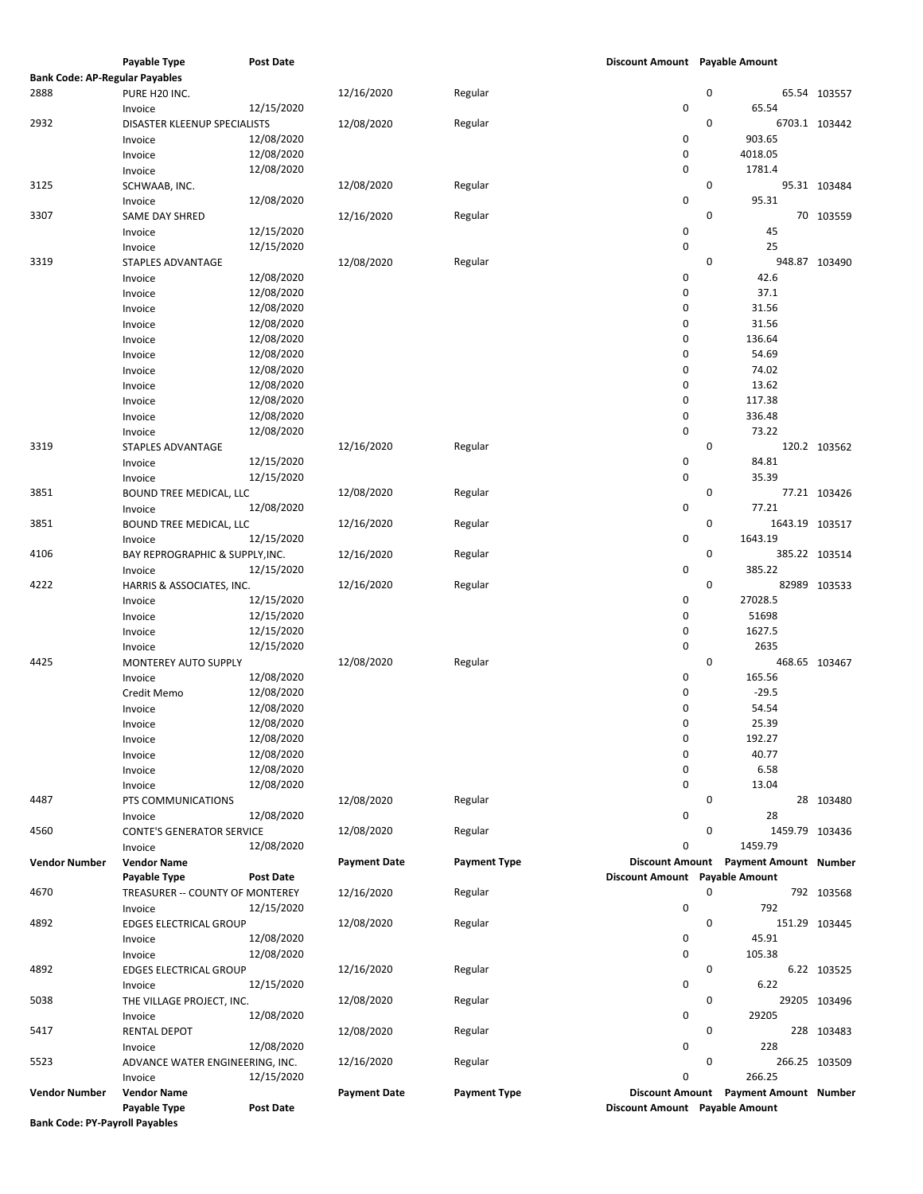| Vendor Number | Vendor Name | Payment Date | Payment Type | Discount Amount | Payment Amount | Number |
|---|---|---|---|---|---|---|
| | Payable Type | Post Date | | Discount Amount | Payable Amount | |
| **Bank Code: AP-Regular Payables** | | | | | | |
| 2888 | PURE H20 INC. | 12/16/2020 | Regular | 0 | 65.54 | 103557 |
| | Invoice | 12/15/2020 | | 0 | 65.54 | |
| 2932 | DISASTER KLEENUP SPECIALISTS | 12/08/2020 | Regular | 0 | 6703.1 | 103442 |
| | Invoice | 12/08/2020 | | 0 | 903.65 | |
| | Invoice | 12/08/2020 | | 0 | 4018.05 | |
| | Invoice | 12/08/2020 | | 0 | 1781.4 | |
| 3125 | SCHWAAB, INC. | 12/08/2020 | Regular | 0 | 95.31 | 103484 |
| | Invoice | 12/08/2020 | | 0 | 95.31 | |
| 3307 | SAME DAY SHRED | 12/16/2020 | Regular | 0 | 70 | 103559 |
| | Invoice | 12/15/2020 | | 0 | 45 | |
| | Invoice | 12/15/2020 | | 0 | 25 | |
| 3319 | STAPLES ADVANTAGE | 12/08/2020 | Regular | 0 | 948.87 | 103490 |
| | Invoice | 12/08/2020 | | 0 | 42.6 | |
| | Invoice | 12/08/2020 | | 0 | 37.1 | |
| | Invoice | 12/08/2020 | | 0 | 31.56 | |
| | Invoice | 12/08/2020 | | 0 | 31.56 | |
| | Invoice | 12/08/2020 | | 0 | 136.64 | |
| | Invoice | 12/08/2020 | | 0 | 54.69 | |
| | Invoice | 12/08/2020 | | 0 | 74.02 | |
| | Invoice | 12/08/2020 | | 0 | 13.62 | |
| | Invoice | 12/08/2020 | | 0 | 117.38 | |
| | Invoice | 12/08/2020 | | 0 | 336.48 | |
| | Invoice | 12/08/2020 | | 0 | 73.22 | |
| 3319 | STAPLES ADVANTAGE | 12/16/2020 | Regular | 0 | 120.2 | 103562 |
| | Invoice | 12/15/2020 | | 0 | 84.81 | |
| | Invoice | 12/15/2020 | | 0 | 35.39 | |
| 3851 | BOUND TREE MEDICAL, LLC | 12/08/2020 | Regular | 0 | 77.21 | 103426 |
| | Invoice | 12/08/2020 | | 0 | 77.21 | |
| 3851 | BOUND TREE MEDICAL, LLC | 12/16/2020 | Regular | 0 | 1643.19 | 103517 |
| | Invoice | 12/15/2020 | | 0 | 1643.19 | |
| 4106 | BAY REPROGRAPHIC & SUPPLY,INC. | 12/16/2020 | Regular | 0 | 385.22 | 103514 |
| | Invoice | 12/15/2020 | | 0 | 385.22 | |
| 4222 | HARRIS & ASSOCIATES, INC. | 12/16/2020 | Regular | 0 | 82989 | 103533 |
| | Invoice | 12/15/2020 | | 0 | 27028.5 | |
| | Invoice | 12/15/2020 | | 0 | 51698 | |
| | Invoice | 12/15/2020 | | 0 | 1627.5 | |
| | Invoice | 12/15/2020 | | 0 | 2635 | |
| 4425 | MONTEREY AUTO SUPPLY | 12/08/2020 | Regular | 0 | 468.65 | 103467 |
| | Invoice | 12/08/2020 | | 0 | 165.56 | |
| | Credit Memo | 12/08/2020 | | 0 | -29.5 | |
| | Invoice | 12/08/2020 | | 0 | 54.54 | |
| | Invoice | 12/08/2020 | | 0 | 25.39 | |
| | Invoice | 12/08/2020 | | 0 | 192.27 | |
| | Invoice | 12/08/2020 | | 0 | 40.77 | |
| | Invoice | 12/08/2020 | | 0 | 6.58 | |
| | Invoice | 12/08/2020 | | 0 | 13.04 | |
| 4487 | PTS COMMUNICATIONS | 12/08/2020 | Regular | 0 | 28 | 103480 |
| | Invoice | 12/08/2020 | | 0 | 28 | |
| 4560 | CONTE'S GENERATOR SERVICE | 12/08/2020 | Regular | 0 | 1459.79 | 103436 |
| | Invoice | 12/08/2020 | | 0 | 1459.79 | |
| **Vendor Number** | **Vendor Name** | **Payment Date** | **Payment Type** | **Discount Amount** | **Payment Amount** | **Number** |
| | **Payable Type** | **Post Date** | | **Discount Amount** | **Payable Amount** | |
| 4670 | TREASURER -- COUNTY OF MONTEREY | 12/16/2020 | Regular | 0 | 792 | 103568 |
| | Invoice | 12/15/2020 | | 0 | 792 | |
| 4892 | EDGES ELECTRICAL GROUP | 12/08/2020 | Regular | 0 | 151.29 | 103445 |
| | Invoice | 12/08/2020 | | 0 | 45.91 | |
| | Invoice | 12/08/2020 | | 0 | 105.38 | |
| 4892 | EDGES ELECTRICAL GROUP | 12/16/2020 | Regular | 0 | 6.22 | 103525 |
| | Invoice | 12/15/2020 | | 0 | 6.22 | |
| 5038 | THE VILLAGE PROJECT, INC. | 12/08/2020 | Regular | 0 | 29205 | 103496 |
| | Invoice | 12/08/2020 | | 0 | 29205 | |
| 5417 | RENTAL DEPOT | 12/08/2020 | Regular | 0 | 228 | 103483 |
| | Invoice | 12/08/2020 | | 0 | 228 | |
| 5523 | ADVANCE WATER ENGINEERING, INC. | 12/16/2020 | Regular | 0 | 266.25 | 103509 |
| | Invoice | 12/15/2020 | | 0 | 266.25 | |
| **Vendor Number** | **Vendor Name** | **Payment Date** | **Payment Type** | **Discount Amount** | **Payment Amount** | **Number** |
| | **Payable Type** | **Post Date** | | **Discount Amount** | **Payable Amount** | |
| **Bank Code: PY-Payroll Payables** | | | | | | |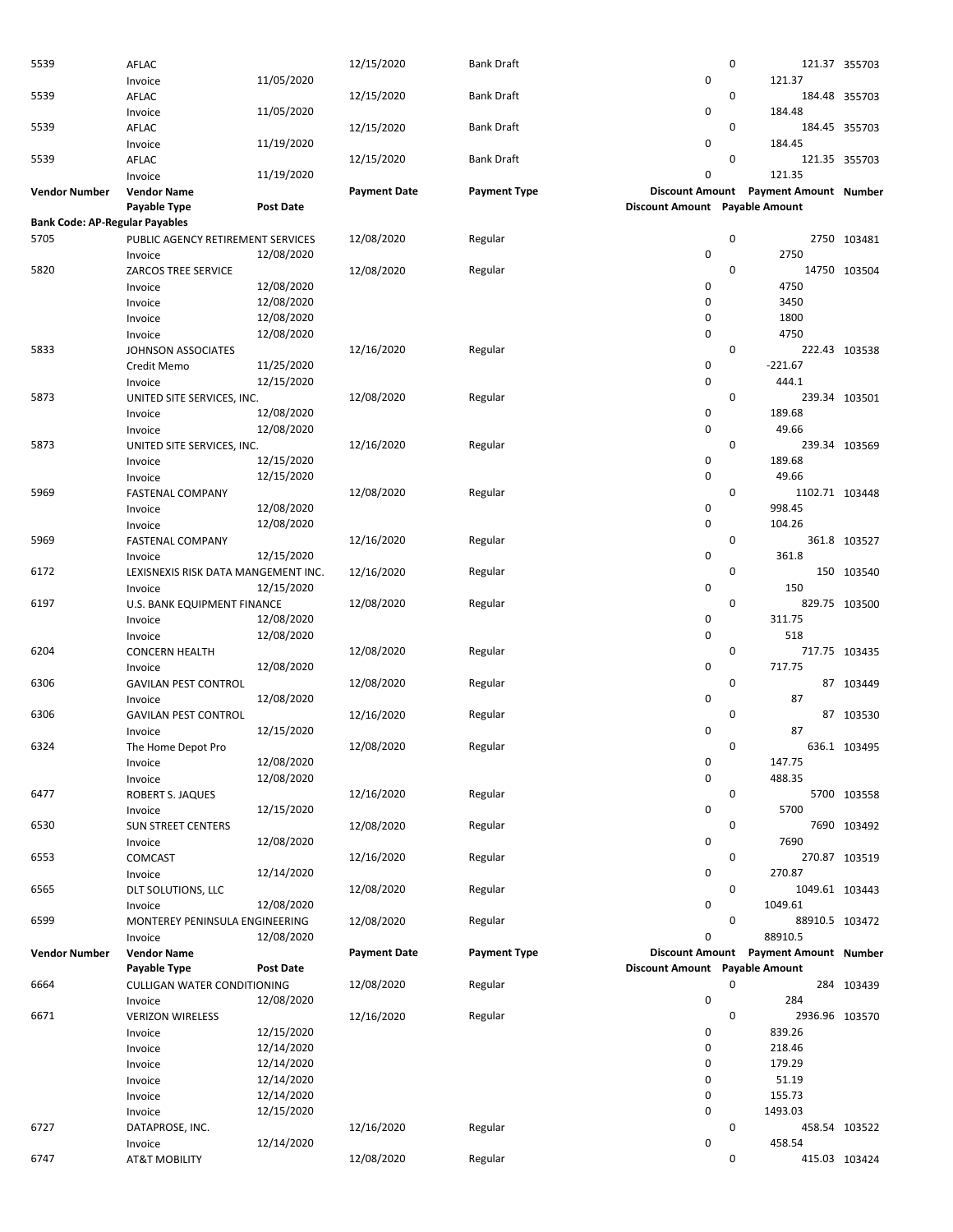| Vendor Number | Vendor Name | | Payment Date | Payment Type | Discount Amount | Payment Amount | Number |
|---|---|---|---|---|---|---|---|
| | Payable Type | Post Date | | | Discount Amount | Payable Amount | |
| 5539 | AFLAC | | 12/15/2020 | Bank Draft | 0 | 121.37 | 355703 |
| | Invoice | 11/05/2020 | | | 0 | 121.37 | |
| 5539 | AFLAC | | 12/15/2020 | Bank Draft | 0 | 184.48 | 355703 |
| | Invoice | 11/05/2020 | | | 0 | 184.48 | |
| 5539 | AFLAC | | 12/15/2020 | Bank Draft | 0 | 184.45 | 355703 |
| | Invoice | 11/19/2020 | | | 0 | 184.45 | |
| 5539 | AFLAC | | 12/15/2020 | Bank Draft | 0 | 121.35 | 355703 |
| | Invoice | 11/19/2020 | | | 0 | 121.35 | |

| Vendor Number | Vendor Name | | Payment Date | Payment Type | Discount Amount | Payment Amount | Number |
|---|---|---|---|---|---|---|---|
| | Payable Type | Post Date | | | Discount Amount | Payable Amount | |
| **Bank Code: AP-Regular Payables** | | | | | | | |
| 5705 | PUBLIC AGENCY RETIREMENT SERVICES | | 12/08/2020 | Regular | 0 | 2750 | 103481 |
| | Invoice | 12/08/2020 | | | 0 | 2750 | |
| 5820 | ZARCOS TREE SERVICE | | 12/08/2020 | Regular | 0 | 14750 | 103504 |
| | Invoice | 12/08/2020 | | | 0 | 4750 | |
| | Invoice | 12/08/2020 | | | 0 | 3450 | |
| | Invoice | 12/08/2020 | | | 0 | 1800 | |
| | Invoice | 12/08/2020 | | | 0 | 4750 | |
| 5833 | JOHNSON ASSOCIATES | | 12/16/2020 | Regular | 0 | 222.43 | 103538 |
| | Credit Memo | 11/25/2020 | | | 0 | -221.67 | |
| | Invoice | 12/15/2020 | | | 0 | 444.1 | |
| 5873 | UNITED SITE SERVICES, INC. | | 12/08/2020 | Regular | 0 | 239.34 | 103501 |
| | Invoice | 12/08/2020 | | | 0 | 189.68 | |
| | Invoice | 12/08/2020 | | | 0 | 49.66 | |
| 5873 | UNITED SITE SERVICES, INC. | | 12/16/2020 | Regular | 0 | 239.34 | 103569 |
| | Invoice | 12/15/2020 | | | 0 | 189.68 | |
| | Invoice | 12/15/2020 | | | 0 | 49.66 | |
| 5969 | FASTENAL COMPANY | | 12/08/2020 | Regular | 0 | 1102.71 | 103448 |
| | Invoice | 12/08/2020 | | | 0 | 998.45 | |
| | Invoice | 12/08/2020 | | | 0 | 104.26 | |
| 5969 | FASTENAL COMPANY | | 12/16/2020 | Regular | 0 | 361.8 | 103527 |
| | Invoice | 12/15/2020 | | | 0 | 361.8 | |
| 6172 | LEXISNEXIS RISK DATA MANGEMENT INC. | | 12/16/2020 | Regular | 0 | 150 | 103540 |
| | Invoice | 12/15/2020 | | | 0 | 150 | |
| 6197 | U.S. BANK EQUIPMENT FINANCE | | 12/08/2020 | Regular | 0 | 829.75 | 103500 |
| | Invoice | 12/08/2020 | | | 0 | 311.75 | |
| | Invoice | 12/08/2020 | | | 0 | 518 | |
| 6204 | CONCERN HEALTH | | 12/08/2020 | Regular | 0 | 717.75 | 103435 |
| | Invoice | 12/08/2020 | | | 0 | 717.75 | |
| 6306 | GAVILAN PEST CONTROL | | 12/08/2020 | Regular | 0 | 87 | 103449 |
| | Invoice | 12/08/2020 | | | 0 | 87 | |
| 6306 | GAVILAN PEST CONTROL | | 12/16/2020 | Regular | 0 | 87 | 103530 |
| | Invoice | 12/15/2020 | | | 0 | 87 | |
| 6324 | The Home Depot Pro | | 12/08/2020 | Regular | 0 | 636.1 | 103495 |
| | Invoice | 12/08/2020 | | | 0 | 147.75 | |
| | Invoice | 12/08/2020 | | | 0 | 488.35 | |
| 6477 | ROBERT S. JAQUES | | 12/16/2020 | Regular | 0 | 5700 | 103558 |
| | Invoice | 12/15/2020 | | | 0 | 5700 | |
| 6530 | SUN STREET CENTERS | | 12/08/2020 | Regular | 0 | 7690 | 103492 |
| | Invoice | 12/08/2020 | | | 0 | 7690 | |
| 6553 | COMCAST | | 12/16/2020 | Regular | 0 | 270.87 | 103519 |
| | Invoice | 12/14/2020 | | | 0 | 270.87 | |
| 6565 | DLT SOLUTIONS, LLC | | 12/08/2020 | Regular | 0 | 1049.61 | 103443 |
| | Invoice | 12/08/2020 | | | 0 | 1049.61 | |
| 6599 | MONTEREY PENINSULA ENGINEERING | | 12/08/2020 | Regular | 0 | 88910.5 | 103472 |
| | Invoice | 12/08/2020 | | | 0 | 88910.5 | |

| Vendor Number | Vendor Name | | Payment Date | Payment Type | Discount Amount | Payment Amount | Number |
|---|---|---|---|---|---|---|---|
| | Payable Type | Post Date | | | Discount Amount | Payable Amount | |
| 6664 | CULLIGAN WATER CONDITIONING | | 12/08/2020 | Regular | 0 | 284 | 103439 |
| | Invoice | 12/08/2020 | | | 0 | 284 | |
| 6671 | VERIZON WIRELESS | | 12/16/2020 | Regular | 0 | 2936.96 | 103570 |
| | Invoice | 12/15/2020 | | | 0 | 839.26 | |
| | Invoice | 12/14/2020 | | | 0 | 218.46 | |
| | Invoice | 12/14/2020 | | | 0 | 179.29 | |
| | Invoice | 12/14/2020 | | | 0 | 51.19 | |
| | Invoice | 12/14/2020 | | | 0 | 155.73 | |
| | Invoice | 12/15/2020 | | | 0 | 1493.03 | |
| 6727 | DATAPROSE, INC. | | 12/16/2020 | Regular | 0 | 458.54 | 103522 |
| | Invoice | 12/14/2020 | | | 0 | 458.54 | |
| 6747 | AT&T MOBILITY | | 12/08/2020 | Regular | 0 | 415.03 | 103424 |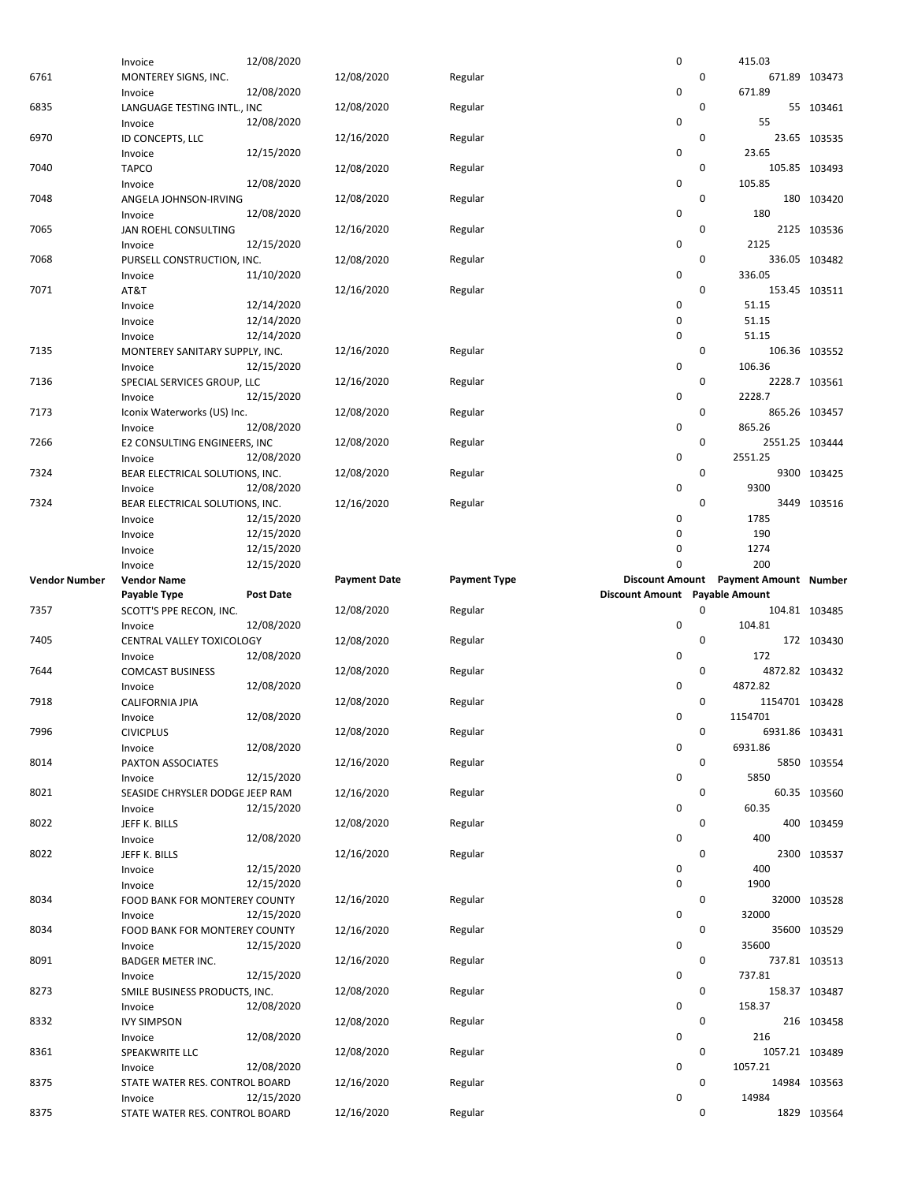| Vendor Number | Vendor Name | | Payment Date | Payment Type | Discount Amount | Payment Amount | Number |
|---|---|---|---|---|---|---|---|
| | Payable Type | Post Date | | | Discount Amount | Payable Amount | |
| | Invoice | 12/08/2020 | | | 0 | 415.03 | |
| 6761 | MONTEREY SIGNS, INC. | | 12/08/2020 | Regular | 0 | 671.89 | 103473 |
| | Invoice | 12/08/2020 | | | 0 | 671.89 | |
| 6835 | LANGUAGE TESTING INTL., INC | | 12/08/2020 | Regular | 0 | 55 | 103461 |
| | Invoice | 12/08/2020 | | | 0 | 55 | |
| 6970 | ID CONCEPTS, LLC | | 12/16/2020 | Regular | 0 | 23.65 | 103535 |
| | Invoice | 12/15/2020 | | | 0 | 23.65 | |
| 7040 | TAPCO | | 12/08/2020 | Regular | 0 | 105.85 | 103493 |
| | Invoice | 12/08/2020 | | | 0 | 105.85 | |
| 7048 | ANGELA JOHNSON-IRVING | | 12/08/2020 | Regular | 0 | 180 | 103420 |
| | Invoice | 12/08/2020 | | | 0 | 180 | |
| 7065 | JAN ROEHL CONSULTING | | 12/16/2020 | Regular | 0 | 2125 | 103536 |
| | Invoice | 12/15/2020 | | | 0 | 2125 | |
| 7068 | PURSELL CONSTRUCTION, INC. | | 12/08/2020 | Regular | 0 | 336.05 | 103482 |
| | Invoice | 11/10/2020 | | | 0 | 336.05 | |
| 7071 | AT&T | | 12/16/2020 | Regular | 0 | 153.45 | 103511 |
| | Invoice | 12/14/2020 | | | 0 | 51.15 | |
| | Invoice | 12/14/2020 | | | 0 | 51.15 | |
| | Invoice | 12/14/2020 | | | 0 | 51.15 | |
| 7135 | MONTEREY SANITARY SUPPLY, INC. | | 12/16/2020 | Regular | 0 | 106.36 | 103552 |
| | Invoice | 12/15/2020 | | | 0 | 106.36 | |
| 7136 | SPECIAL SERVICES GROUP, LLC | | 12/16/2020 | Regular | 0 | 2228.7 | 103561 |
| | Invoice | 12/15/2020 | | | 0 | 2228.7 | |
| 7173 | Iconix Waterworks (US) Inc. | | 12/08/2020 | Regular | 0 | 865.26 | 103457 |
| | Invoice | 12/08/2020 | | | 0 | 865.26 | |
| 7266 | E2 CONSULTING ENGINEERS, INC | | 12/08/2020 | Regular | 0 | 2551.25 | 103444 |
| | Invoice | 12/08/2020 | | | 0 | 2551.25 | |
| 7324 | BEAR ELECTRICAL SOLUTIONS, INC. | | 12/08/2020 | Regular | 0 | 9300 | 103425 |
| | Invoice | 12/08/2020 | | | 0 | 9300 | |
| 7324 | BEAR ELECTRICAL SOLUTIONS, INC. | | 12/16/2020 | Regular | 0 | 3449 | 103516 |
| | Invoice | 12/15/2020 | | | 0 | 1785 | |
| | Invoice | 12/15/2020 | | | 0 | 190 | |
| | Invoice | 12/15/2020 | | | 0 | 1274 | |
| | Invoice | 12/15/2020 | | | 0 | 200 | |
| 7357 | SCOTT'S PPE RECON, INC. | | 12/08/2020 | Regular | 0 | 104.81 | 103485 |
| | Invoice | 12/08/2020 | | | 0 | 104.81 | |
| 7405 | CENTRAL VALLEY TOXICOLOGY | | 12/08/2020 | Regular | 0 | 172 | 103430 |
| | Invoice | 12/08/2020 | | | 0 | 172 | |
| 7644 | COMCAST BUSINESS | | 12/08/2020 | Regular | 0 | 4872.82 | 103432 |
| | Invoice | 12/08/2020 | | | 0 | 4872.82 | |
| 7918 | CALIFORNIA JPIA | | 12/08/2020 | Regular | 0 | 1154701 | 103428 |
| | Invoice | 12/08/2020 | | | 0 | 1154701 | |
| 7996 | CIVICPLUS | | 12/08/2020 | Regular | 0 | 6931.86 | 103431 |
| | Invoice | 12/08/2020 | | | 0 | 6931.86 | |
| 8014 | PAXTON ASSOCIATES | | 12/16/2020 | Regular | 0 | 5850 | 103554 |
| | Invoice | 12/15/2020 | | | 0 | 5850 | |
| 8021 | SEASIDE CHRYSLER DODGE JEEP RAM | | 12/16/2020 | Regular | 0 | 60.35 | 103560 |
| | Invoice | 12/15/2020 | | | 0 | 60.35 | |
| 8022 | JEFF K. BILLS | | 12/08/2020 | Regular | 0 | 400 | 103459 |
| | Invoice | 12/08/2020 | | | 0 | 400 | |
| 8022 | JEFF K. BILLS | | 12/16/2020 | Regular | 0 | 2300 | 103537 |
| | Invoice | 12/15/2020 | | | 0 | 400 | |
| | Invoice | 12/15/2020 | | | 0 | 1900 | |
| 8034 | FOOD BANK FOR MONTEREY COUNTY | | 12/16/2020 | Regular | 0 | 32000 | 103528 |
| | Invoice | 12/15/2020 | | | 0 | 32000 | |
| 8034 | FOOD BANK FOR MONTEREY COUNTY | | 12/16/2020 | Regular | 0 | 35600 | 103529 |
| | Invoice | 12/15/2020 | | | 0 | 35600 | |
| 8091 | BADGER METER INC. | | 12/16/2020 | Regular | 0 | 737.81 | 103513 |
| | Invoice | 12/15/2020 | | | 0 | 737.81 | |
| 8273 | SMILE BUSINESS PRODUCTS, INC. | | 12/08/2020 | Regular | 0 | 158.37 | 103487 |
| | Invoice | 12/08/2020 | | | 0 | 158.37 | |
| 8332 | IVY SIMPSON | | 12/08/2020 | Regular | 0 | 216 | 103458 |
| | Invoice | 12/08/2020 | | | 0 | 216 | |
| 8361 | SPEAKWRITE LLC | | 12/08/2020 | Regular | 0 | 1057.21 | 103489 |
| | Invoice | 12/08/2020 | | | 0 | 1057.21 | |
| 8375 | STATE WATER RES. CONTROL BOARD | | 12/16/2020 | Regular | 0 | 14984 | 103563 |
| | Invoice | 12/15/2020 | | | 0 | 14984 | |
| 8375 | STATE WATER RES. CONTROL BOARD | | 12/16/2020 | Regular | 0 | 1829 | 103564 |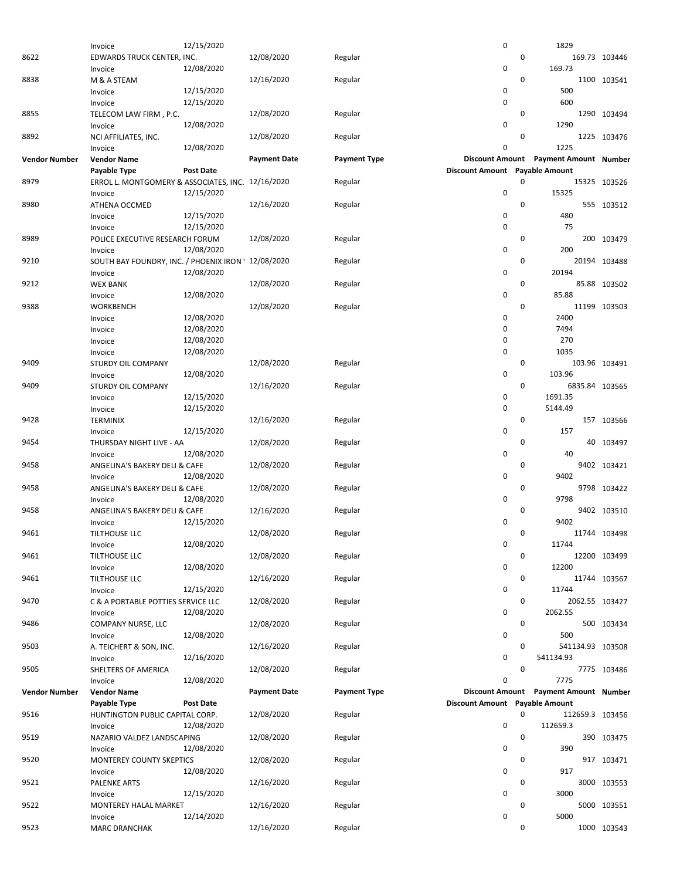| Vendor Number | Vendor Name | Payment Date | Payment Type | Discount Amount | Payment Amount | Number |
|---|---|---|---|---|---|---|
| | Payable Type | Post Date | | Discount Amount | Payable Amount | |
| | Invoice | 12/15/2020 | | 0 | 1829 | |
| 8622 | EDWARDS TRUCK CENTER, INC. | 12/08/2020 | Regular | 0 | 169.73 | 103446 |
| | Invoice | 12/08/2020 | | 0 | 169.73 | |
| 8838 | M & A STEAM | 12/16/2020 | Regular | 0 | 1100 | 103541 |
| | Invoice | 12/15/2020 | | 0 | 500 | |
| | Invoice | 12/15/2020 | | 0 | 600 | |
| 8855 | TELECOM LAW FIRM , P.C. | 12/08/2020 | Regular | 0 | 1290 | 103494 |
| | Invoice | 12/08/2020 | | 0 | 1290 | |
| 8892 | NCI AFFILIATES, INC. | 12/08/2020 | Regular | 0 | 1225 | 103476 |
| | Invoice | 12/08/2020 | | 0 | 1225 | |

| Vendor Number | Vendor Name | Payment Date | Payment Type | Discount Amount | Payment Amount | Number |
|---|---|---|---|---|---|---|
| | Payable Type | Post Date | | Discount Amount | Payable Amount | |
| 8979 | ERROL L. MONTGOMERY & ASSOCIATES, INC. | 12/16/2020 | Regular | 0 | 15325 | 103526 |
| | Invoice | 12/15/2020 | | 0 | 15325 | |
| 8980 | ATHENA OCCMED | 12/16/2020 | Regular | 0 | 555 | 103512 |
| | Invoice | 12/15/2020 | | 0 | 480 | |
| | Invoice | 12/15/2020 | | 0 | 75 | |
| 8989 | POLICE EXECUTIVE RESEARCH FORUM | 12/08/2020 | Regular | 0 | 200 | 103479 |
| | Invoice | 12/08/2020 | | 0 | 200 | |
| 9210 | SOUTH BAY FOUNDRY, INC. / PHOENIX IRON ' | 12/08/2020 | Regular | 0 | 20194 | 103488 |
| | Invoice | 12/08/2020 | | 0 | 20194 | |
| 9212 | WEX BANK | 12/08/2020 | Regular | 0 | 85.88 | 103502 |
| | Invoice | 12/08/2020 | | 0 | 85.88 | |
| 9388 | WORKBENCH | 12/08/2020 | Regular | 0 | 11199 | 103503 |
| | Invoice | 12/08/2020 | | 0 | 2400 | |
| | Invoice | 12/08/2020 | | 0 | 7494 | |
| | Invoice | 12/08/2020 | | 0 | 270 | |
| | Invoice | 12/08/2020 | | 0 | 1035 | |
| 9409 | STURDY OIL COMPANY | 12/08/2020 | Regular | 0 | 103.96 | 103491 |
| | Invoice | 12/08/2020 | | 0 | 103.96 | |
| 9409 | STURDY OIL COMPANY | 12/16/2020 | Regular | 0 | 6835.84 | 103565 |
| | Invoice | 12/15/2020 | | 0 | 1691.35 | |
| | Invoice | 12/15/2020 | | 0 | 5144.49 | |
| 9428 | TERMINIX | 12/16/2020 | Regular | 0 | 157 | 103566 |
| | Invoice | 12/15/2020 | | 0 | 157 | |
| 9454 | THURSDAY NIGHT LIVE - AA | 12/08/2020 | Regular | 0 | 40 | 103497 |
| | Invoice | 12/08/2020 | | 0 | 40 | |
| 9458 | ANGELINA'S BAKERY DELI & CAFE | 12/08/2020 | Regular | 0 | 9402 | 103421 |
| | Invoice | 12/08/2020 | | 0 | 9402 | |
| 9458 | ANGELINA'S BAKERY DELI & CAFE | 12/08/2020 | Regular | 0 | 9798 | 103422 |
| | Invoice | 12/08/2020 | | 0 | 9798 | |
| 9458 | ANGELINA'S BAKERY DELI & CAFE | 12/16/2020 | Regular | 0 | 9402 | 103510 |
| | Invoice | 12/15/2020 | | 0 | 9402 | |
| 9461 | TILTHOUSE LLC | 12/08/2020 | Regular | 0 | 11744 | 103498 |
| | Invoice | 12/08/2020 | | 0 | 11744 | |
| 9461 | TILTHOUSE LLC | 12/08/2020 | Regular | 0 | 12200 | 103499 |
| | Invoice | 12/08/2020 | | 0 | 12200 | |
| 9461 | TILTHOUSE LLC | 12/16/2020 | Regular | 0 | 11744 | 103567 |
| | Invoice | 12/15/2020 | | 0 | 11744 | |
| 9470 | C & A PORTABLE POTTIES SERVICE LLC | 12/08/2020 | Regular | 0 | 2062.55 | 103427 |
| | Invoice | 12/08/2020 | | 0 | 2062.55 | |
| 9486 | COMPANY NURSE, LLC | 12/08/2020 | Regular | 0 | 500 | 103434 |
| | Invoice | 12/08/2020 | | 0 | 500 | |
| 9503 | A. TEICHERT & SON, INC. | 12/16/2020 | Regular | 0 | 541134.93 | 103508 |
| | Invoice | 12/16/2020 | | 0 | 541134.93 | |
| 9505 | SHELTERS OF AMERICA | 12/08/2020 | Regular | 0 | 7775 | 103486 |
| | Invoice | 12/08/2020 | | 0 | 7775 | |

| Vendor Number | Vendor Name | Payment Date | Payment Type | Discount Amount | Payment Amount | Number |
|---|---|---|---|---|---|---|
| | Payable Type | Post Date | | Discount Amount | Payable Amount | |
| 9516 | HUNTINGTON PUBLIC CAPITAL CORP. | 12/08/2020 | Regular | 0 | 112659.3 | 103456 |
| | Invoice | 12/08/2020 | | 0 | 112659.3 | |
| 9519 | NAZARIO VALDEZ LANDSCAPING | 12/08/2020 | Regular | 0 | 390 | 103475 |
| | Invoice | 12/08/2020 | | 0 | 390 | |
| 9520 | MONTEREY COUNTY SKEPTICS | 12/08/2020 | Regular | 0 | 917 | 103471 |
| | Invoice | 12/08/2020 | | 0 | 917 | |
| 9521 | PALENKE ARTS | 12/16/2020 | Regular | 0 | 3000 | 103553 |
| | Invoice | 12/15/2020 | | 0 | 3000 | |
| 9522 | MONTEREY HALAL MARKET | 12/16/2020 | Regular | 0 | 5000 | 103551 |
| | Invoice | 12/14/2020 | | 0 | 5000 | |
| 9523 | MARC DRANCHAK | 12/16/2020 | Regular | 0 | 1000 | 103543 |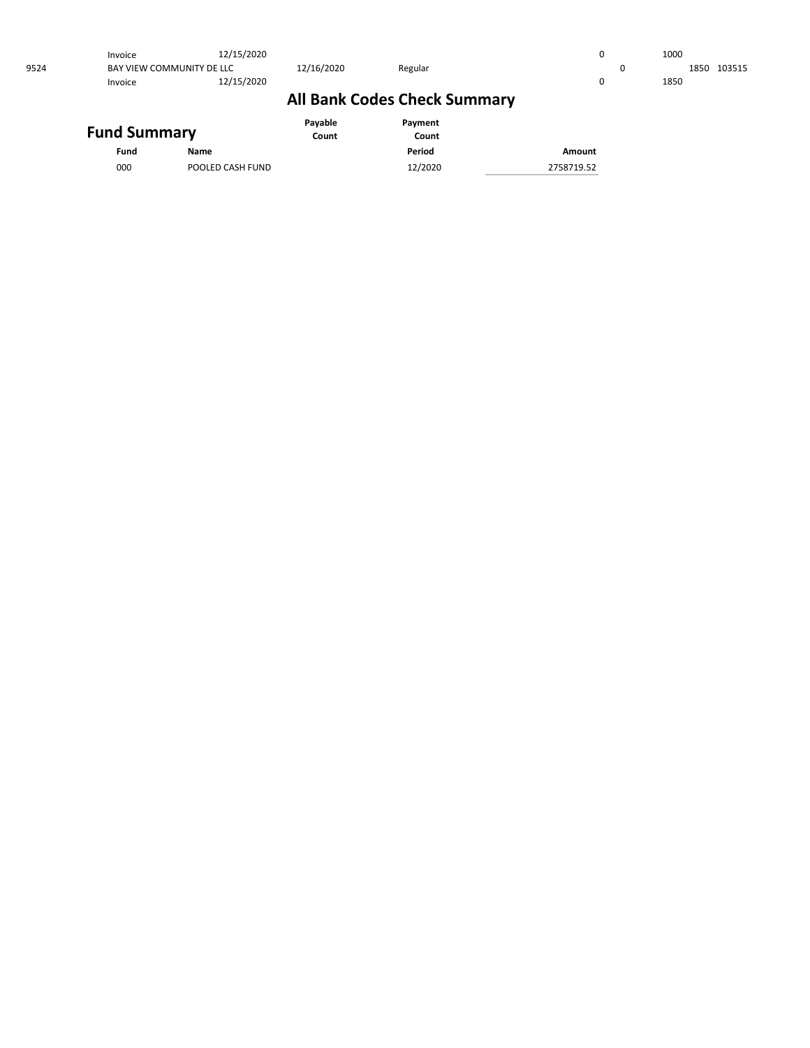| | | | | | | | | |
|---|---|---|---|---|---|---|---|---|
| | Invoice | 12/15/2020 | | | 0 | | 1000 | |
| 9524 | BAY VIEW COMMUNITY DE LLC | | 12/16/2020 | Regular | | 0 | 1850 | 103515 |
| | Invoice | 12/15/2020 | | | 0 | | 1850 | |

## All Bank Codes Check Summary

## Fund Summary

| Fund | Name | Payable Count | Payment Count Period | Amount |
|---|---|---|---|---|
| 000 | POOLED CASH FUND | | 12/2020 | 2758719.52 |